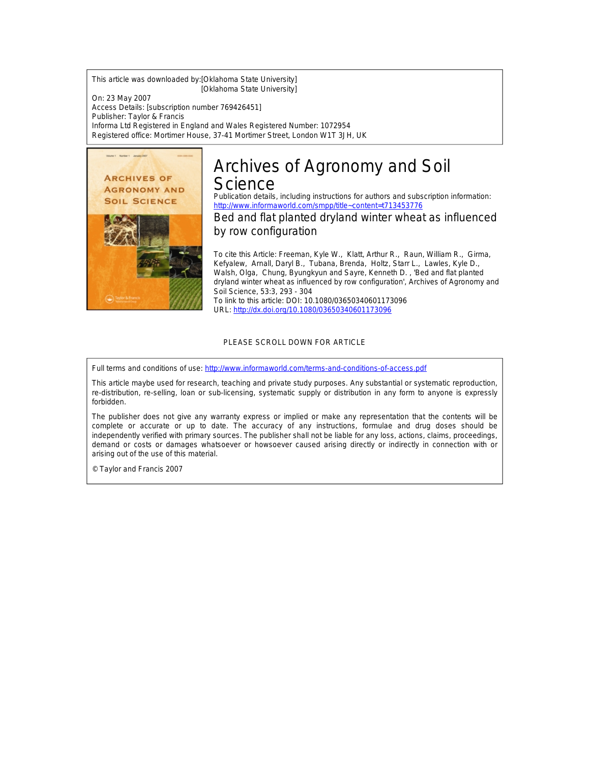This article was downloaded by:[Oklahoma State University]
[Oklahoma State University]

On: 23 May 2007

Access Details: [subscription number 769426451]

Publisher: Taylor & Francis

Informa Ltd Registered in England and Wales Registered Number: 1072954

Registered office: Mortimer House, 37-41 Mortimer Street, London W1T 3JH, UK

# Archives of Agronomy and Soil Science

Publication details, including instructions for authors and subscription information:
http://www.informaworld.com/smpp/title~content=t713453776

## Bed and flat planted dryland winter wheat as influenced by row configuration

To cite this Article: Freeman, Kyle W., Klatt, Arthur R., Raun, William R., Girma, Kefyalew, Arnall, Daryl B., Tubana, Brenda, Holtz, Starr L., Lawles, Kyle D., Walsh, Olga, Chung, Byungkyun and Sayre, Kenneth D. , 'Bed and flat planted dryland winter wheat as influenced by row configuration', Archives of Agronomy and Soil Science, 53:3, 293 - 304

To link to this article: DOI: 10.1080/03650340601173096

URL: http://dx.doi.org/10.1080/03650340601173096

PLEASE SCROLL DOWN FOR ARTICLE

Full terms and conditions of use: http://www.informaworld.com/terms-and-conditions-of-access.pdf

This article maybe used for research, teaching and private study purposes. Any substantial or systematic reproduction, re-distribution, re-selling, loan or sub-licensing, systematic supply or distribution in any form to anyone is expressly forbidden.

The publisher does not give any warranty express or implied or make any representation that the contents will be complete or accurate or up to date. The accuracy of any instructions, formulae and drug doses should be independently verified with primary sources. The publisher shall not be liable for any loss, actions, claims, proceedings, demand or costs or damages whatsoever or howsoever caused arising directly or indirectly in connection with or arising out of the use of this material.

© Taylor and Francis 2007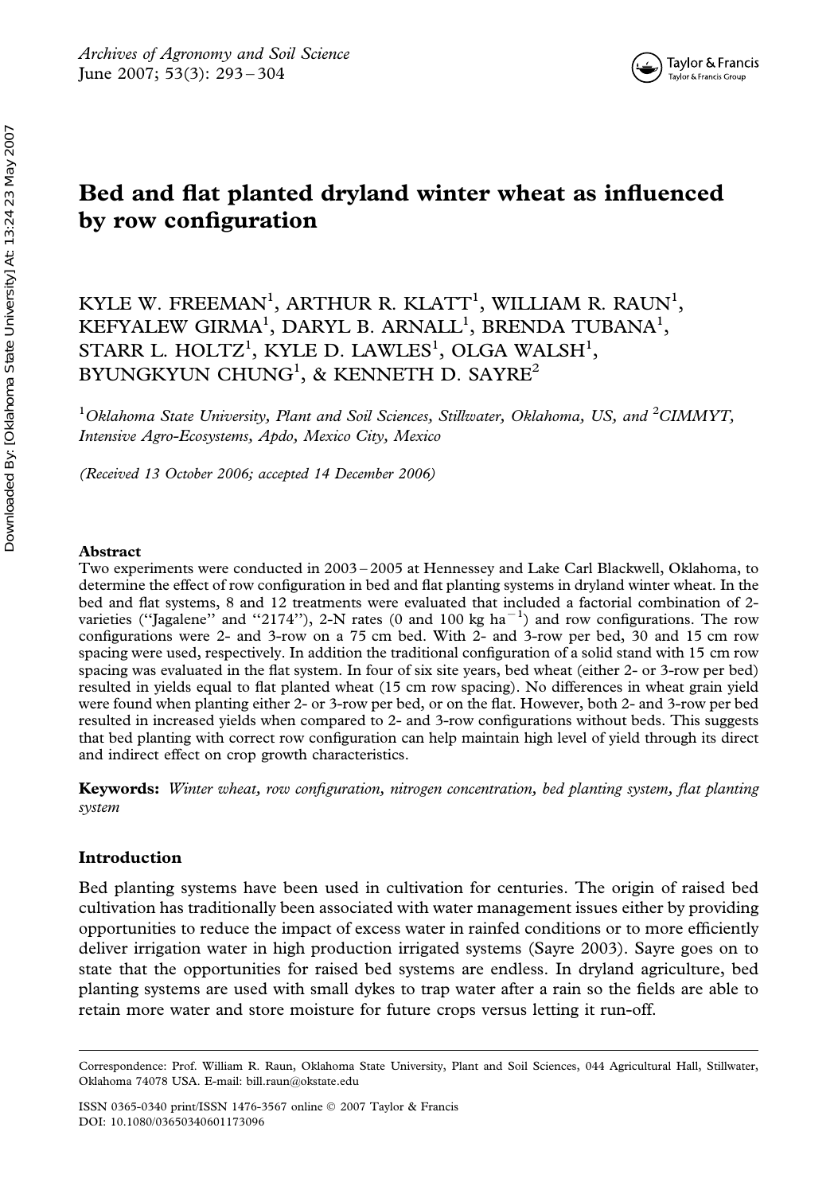# Bed and flat planted dryland winter wheat as influenced by row configuration

KYLE W. FREEMAN[1], ARTHUR R. KLATT[1], WILLIAM R. RAUN[1], KEFYALEW GIRMA[1], DARYL B. ARNALL[1], BRENDA TUBANA[1], STARR L. HOLTZ[1], KYLE D. LAWLES[1], OLGA WALSH[1], BYUNGKYUN CHUNG[1], & KENNETH D. SAYRE[2]

[1]*Oklahoma State University, Plant and Soil Sciences, Stillwater, Oklahoma, US, and* [2]*CIMMYT, Intensive Agro-Ecosystems, Apdo, Mexico City, Mexico*

*(Received 13 October 2006; accepted 14 December 2006)*

## Abstract

Two experiments were conducted in 2003 – 2005 at Hennessey and Lake Carl Blackwell, Oklahoma, to determine the effect of row configuration in bed and flat planting systems in dryland winter wheat. In the bed and flat systems, 8 and 12 treatments were evaluated that included a factorial combination of 2-varieties ("Jagalene" and "2174"), 2-N rates (0 and 100 kg ha$^{-1}$) and row configurations. The row configurations were 2- and 3-row on a 75 cm bed. With 2- and 3-row per bed, 30 and 15 cm row spacing were used, respectively. In addition the traditional configuration of a solid stand with 15 cm row spacing was evaluated in the flat system. In four of six site years, bed wheat (either 2- or 3-row per bed) resulted in yields equal to flat planted wheat (15 cm row spacing). No differences in wheat grain yield were found when planting either 2- or 3-row per bed, or on the flat. However, both 2- and 3-row per bed resulted in increased yields when compared to 2- and 3-row configurations without beds. This suggests that bed planting with correct row configuration can help maintain high level of yield through its direct and indirect effect on crop growth characteristics.

**Keywords:** *Winter wheat, row configuration, nitrogen concentration, bed planting system, flat planting system*

## Introduction

Bed planting systems have been used in cultivation for centuries. The origin of raised bed cultivation has traditionally been associated with water management issues either by providing opportunities to reduce the impact of excess water in rainfed conditions or to more efficiently deliver irrigation water in high production irrigated systems (Sayre 2003). Sayre goes on to state that the opportunities for raised bed systems are endless. In dryland agriculture, bed planting systems are used with small dykes to trap water after a rain so the fields are able to retain more water and store moisture for future crops versus letting it run-off.

Correspondence: Prof. William R. Raun, Oklahoma State University, Plant and Soil Sciences, 044 Agricultural Hall, Stillwater, Oklahoma 74078 USA. E-mail: bill.raun@okstate.edu

ISSN 0365-0340 print/ISSN 1476-3567 online © 2007 Taylor & Francis
DOI: 10.1080/03650340601173096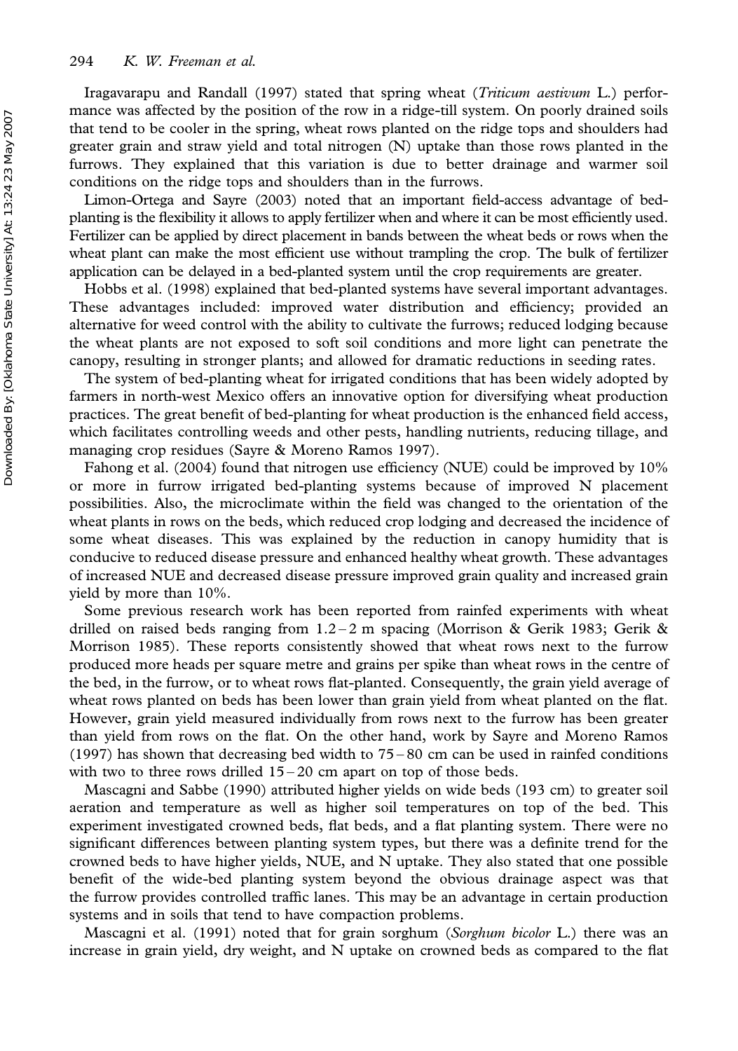Iragavarapu and Randall (1997) stated that spring wheat (*Triticum aestivum* L.) performance was affected by the position of the row in a ridge-till system. On poorly drained soils that tend to be cooler in the spring, wheat rows planted on the ridge tops and shoulders had greater grain and straw yield and total nitrogen (N) uptake than those rows planted in the furrows. They explained that this variation is due to better drainage and warmer soil conditions on the ridge tops and shoulders than in the furrows.

Limon-Ortega and Sayre (2003) noted that an important field-access advantage of bed-planting is the flexibility it allows to apply fertilizer when and where it can be most efficiently used. Fertilizer can be applied by direct placement in bands between the wheat beds or rows when the wheat plant can make the most efficient use without trampling the crop. The bulk of fertilizer application can be delayed in a bed-planted system until the crop requirements are greater.

Hobbs et al. (1998) explained that bed-planted systems have several important advantages. These advantages included: improved water distribution and efficiency; provided an alternative for weed control with the ability to cultivate the furrows; reduced lodging because the wheat plants are not exposed to soft soil conditions and more light can penetrate the canopy, resulting in stronger plants; and allowed for dramatic reductions in seeding rates.

The system of bed-planting wheat for irrigated conditions that has been widely adopted by farmers in north-west Mexico offers an innovative option for diversifying wheat production practices. The great benefit of bed-planting for wheat production is the enhanced field access, which facilitates controlling weeds and other pests, handling nutrients, reducing tillage, and managing crop residues (Sayre & Moreno Ramos 1997).

Fahong et al. (2004) found that nitrogen use efficiency (NUE) could be improved by 10% or more in furrow irrigated bed-planting systems because of improved N placement possibilities. Also, the microclimate within the field was changed to the orientation of the wheat plants in rows on the beds, which reduced crop lodging and decreased the incidence of some wheat diseases. This was explained by the reduction in canopy humidity that is conducive to reduced disease pressure and enhanced healthy wheat growth. These advantages of increased NUE and decreased disease pressure improved grain quality and increased grain yield by more than 10%.

Some previous research work has been reported from rainfed experiments with wheat drilled on raised beds ranging from 1.2 – 2 m spacing (Morrison & Gerik 1983; Gerik & Morrison 1985). These reports consistently showed that wheat rows next to the furrow produced more heads per square metre and grains per spike than wheat rows in the centre of the bed, in the furrow, or to wheat rows flat-planted. Consequently, the grain yield average of wheat rows planted on beds has been lower than grain yield from wheat planted on the flat. However, grain yield measured individually from rows next to the furrow has been greater than yield from rows on the flat. On the other hand, work by Sayre and Moreno Ramos (1997) has shown that decreasing bed width to 75 – 80 cm can be used in rainfed conditions with two to three rows drilled 15 – 20 cm apart on top of those beds.

Mascagni and Sabbe (1990) attributed higher yields on wide beds (193 cm) to greater soil aeration and temperature as well as higher soil temperatures on top of the bed. This experiment investigated crowned beds, flat beds, and a flat planting system. There were no significant differences between planting system types, but there was a definite trend for the crowned beds to have higher yields, NUE, and N uptake. They also stated that one possible benefit of the wide-bed planting system beyond the obvious drainage aspect was that the furrow provides controlled traffic lanes. This may be an advantage in certain production systems and in soils that tend to have compaction problems.

Mascagni et al. (1991) noted that for grain sorghum (*Sorghum bicolor* L.) there was an increase in grain yield, dry weight, and N uptake on crowned beds as compared to the flat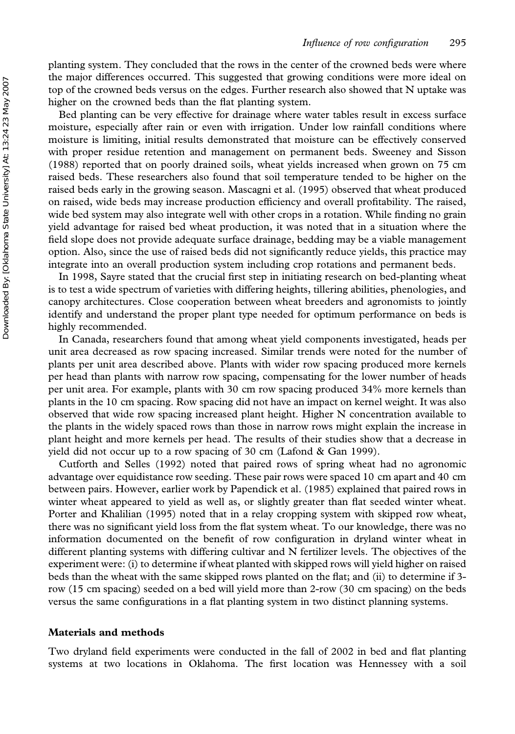planting system. They concluded that the rows in the center of the crowned beds were where the major differences occurred. This suggested that growing conditions were more ideal on top of the crowned beds versus on the edges. Further research also showed that N uptake was higher on the crowned beds than the flat planting system.

Bed planting can be very effective for drainage where water tables result in excess surface moisture, especially after rain or even with irrigation. Under low rainfall conditions where moisture is limiting, initial results demonstrated that moisture can be effectively conserved with proper residue retention and management on permanent beds. Sweeney and Sisson (1988) reported that on poorly drained soils, wheat yields increased when grown on 75 cm raised beds. These researchers also found that soil temperature tended to be higher on the raised beds early in the growing season. Mascagni et al. (1995) observed that wheat produced on raised, wide beds may increase production efficiency and overall profitability. The raised, wide bed system may also integrate well with other crops in a rotation. While finding no grain yield advantage for raised bed wheat production, it was noted that in a situation where the field slope does not provide adequate surface drainage, bedding may be a viable management option. Also, since the use of raised beds did not significantly reduce yields, this practice may integrate into an overall production system including crop rotations and permanent beds.

In 1998, Sayre stated that the crucial first step in initiating research on bed-planting wheat is to test a wide spectrum of varieties with differing heights, tillering abilities, phenologies, and canopy architectures. Close cooperation between wheat breeders and agronomists to jointly identify and understand the proper plant type needed for optimum performance on beds is highly recommended.

In Canada, researchers found that among wheat yield components investigated, heads per unit area decreased as row spacing increased. Similar trends were noted for the number of plants per unit area described above. Plants with wider row spacing produced more kernels per head than plants with narrow row spacing, compensating for the lower number of heads per unit area. For example, plants with 30 cm row spacing produced 34% more kernels than plants in the 10 cm spacing. Row spacing did not have an impact on kernel weight. It was also observed that wide row spacing increased plant height. Higher N concentration available to the plants in the widely spaced rows than those in narrow rows might explain the increase in plant height and more kernels per head. The results of their studies show that a decrease in yield did not occur up to a row spacing of 30 cm (Lafond & Gan 1999).

Cutforth and Selles (1992) noted that paired rows of spring wheat had no agronomic advantage over equidistance row seeding. These pair rows were spaced 10 cm apart and 40 cm between pairs. However, earlier work by Papendick et al. (1985) explained that paired rows in winter wheat appeared to yield as well as, or slightly greater than flat seeded winter wheat. Porter and Khalilian (1995) noted that in a relay cropping system with skipped row wheat, there was no significant yield loss from the flat system wheat. To our knowledge, there was no information documented on the benefit of row configuration in dryland winter wheat in different planting systems with differing cultivar and N fertilizer levels. The objectives of the experiment were: (i) to determine if wheat planted with skipped rows will yield higher on raised beds than the wheat with the same skipped rows planted on the flat; and (ii) to determine if 3-row (15 cm spacing) seeded on a bed will yield more than 2-row (30 cm spacing) on the beds versus the same configurations in a flat planting system in two distinct planning systems.

## Materials and methods

Two dryland field experiments were conducted in the fall of 2002 in bed and flat planting systems at two locations in Oklahoma. The first location was Hennessey with a soil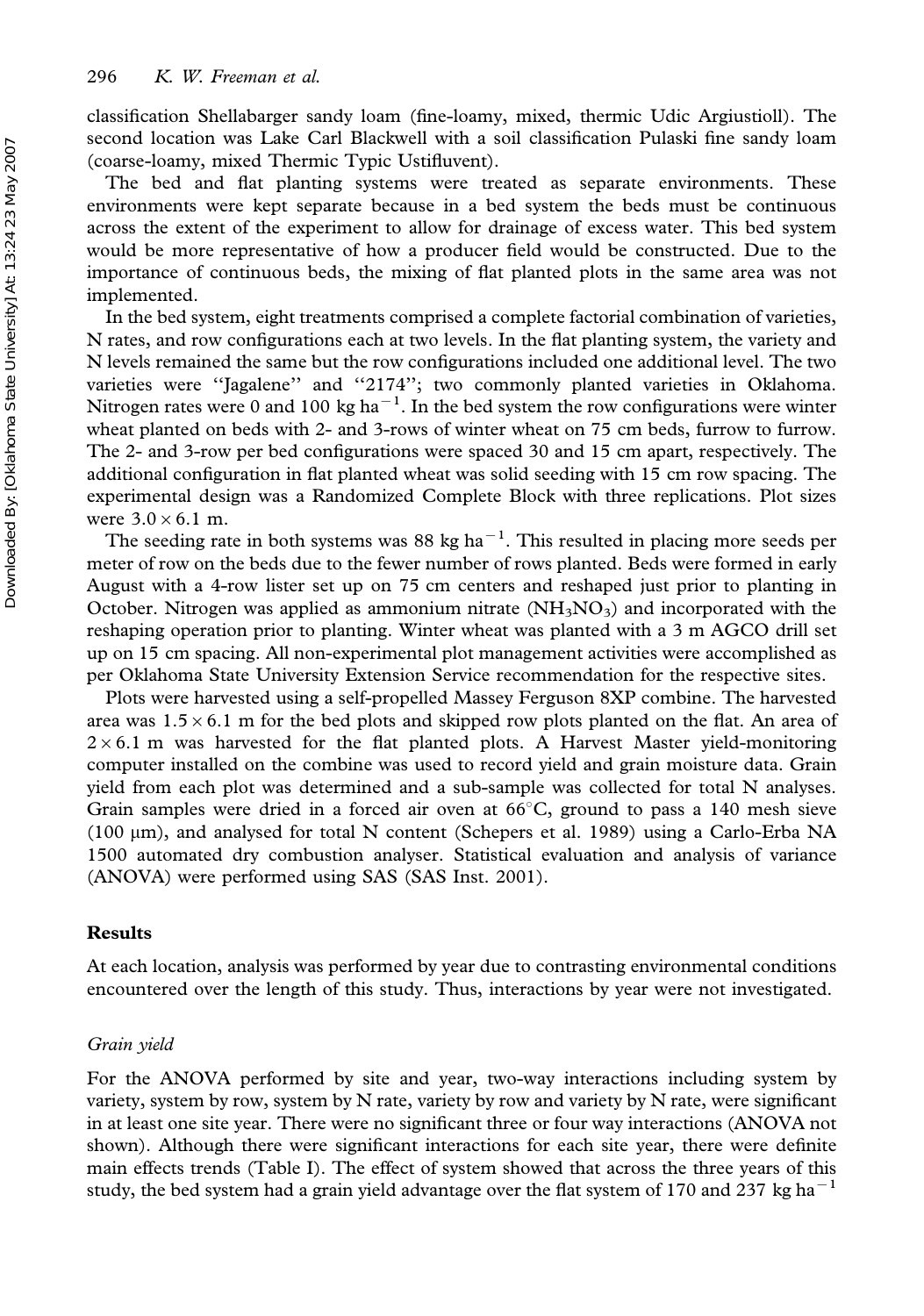classification Shellabarger sandy loam (fine-loamy, mixed, thermic Udic Argiustioll). The second location was Lake Carl Blackwell with a soil classification Pulaski fine sandy loam (coarse-loamy, mixed Thermic Typic Ustifluvent).

The bed and flat planting systems were treated as separate environments. These environments were kept separate because in a bed system the beds must be continuous across the extent of the experiment to allow for drainage of excess water. This bed system would be more representative of how a producer field would be constructed. Due to the importance of continuous beds, the mixing of flat planted plots in the same area was not implemented.

In the bed system, eight treatments comprised a complete factorial combination of varieties, N rates, and row configurations each at two levels. In the flat planting system, the variety and N levels remained the same but the row configurations included one additional level. The two varieties were ''Jagalene'' and ''2174''; two commonly planted varieties in Oklahoma. Nitrogen rates were 0 and 100 kg ha$^{-1}$. In the bed system the row configurations were winter wheat planted on beds with 2- and 3-rows of winter wheat on 75 cm beds, furrow to furrow. The 2- and 3-row per bed configurations were spaced 30 and 15 cm apart, respectively. The additional configuration in flat planted wheat was solid seeding with 15 cm row spacing. The experimental design was a Randomized Complete Block with three replications. Plot sizes were $3.0 \times 6.1$ m.

The seeding rate in both systems was 88 kg ha$^{-1}$. This resulted in placing more seeds per meter of row on the beds due to the fewer number of rows planted. Beds were formed in early August with a 4-row lister set up on 75 cm centers and reshaped just prior to planting in October. Nitrogen was applied as ammonium nitrate ($NH_3NO_3$) and incorporated with the reshaping operation prior to planting. Winter wheat was planted with a 3 m AGCO drill set up on 15 cm spacing. All non-experimental plot management activities were accomplished as per Oklahoma State University Extension Service recommendation for the respective sites.

Plots were harvested using a self-propelled Massey Ferguson 8XP combine. The harvested area was $1.5 \times 6.1$ m for the bed plots and skipped row plots planted on the flat. An area of $2 \times 6.1$ m was harvested for the flat planted plots. A Harvest Master yield-monitoring computer installed on the combine was used to record yield and grain moisture data. Grain yield from each plot was determined and a sub-sample was collected for total N analyses. Grain samples were dried in a forced air oven at 66°C, ground to pass a 140 mesh sieve (100 μm), and analysed for total N content (Schepers et al. 1989) using a Carlo-Erba NA 1500 automated dry combustion analyser. Statistical evaluation and analysis of variance (ANOVA) were performed using SAS (SAS Inst. 2001).

## Results

At each location, analysis was performed by year due to contrasting environmental conditions encountered over the length of this study. Thus, interactions by year were not investigated.

### *Grain yield*

For the ANOVA performed by site and year, two-way interactions including system by variety, system by row, system by N rate, variety by row and variety by N rate, were significant in at least one site year. There were no significant three or four way interactions (ANOVA not shown). Although there were significant interactions for each site year, there were definite main effects trends (Table I). The effect of system showed that across the three years of this study, the bed system had a grain yield advantage over the flat system of 170 and 237 kg ha$^{-1}$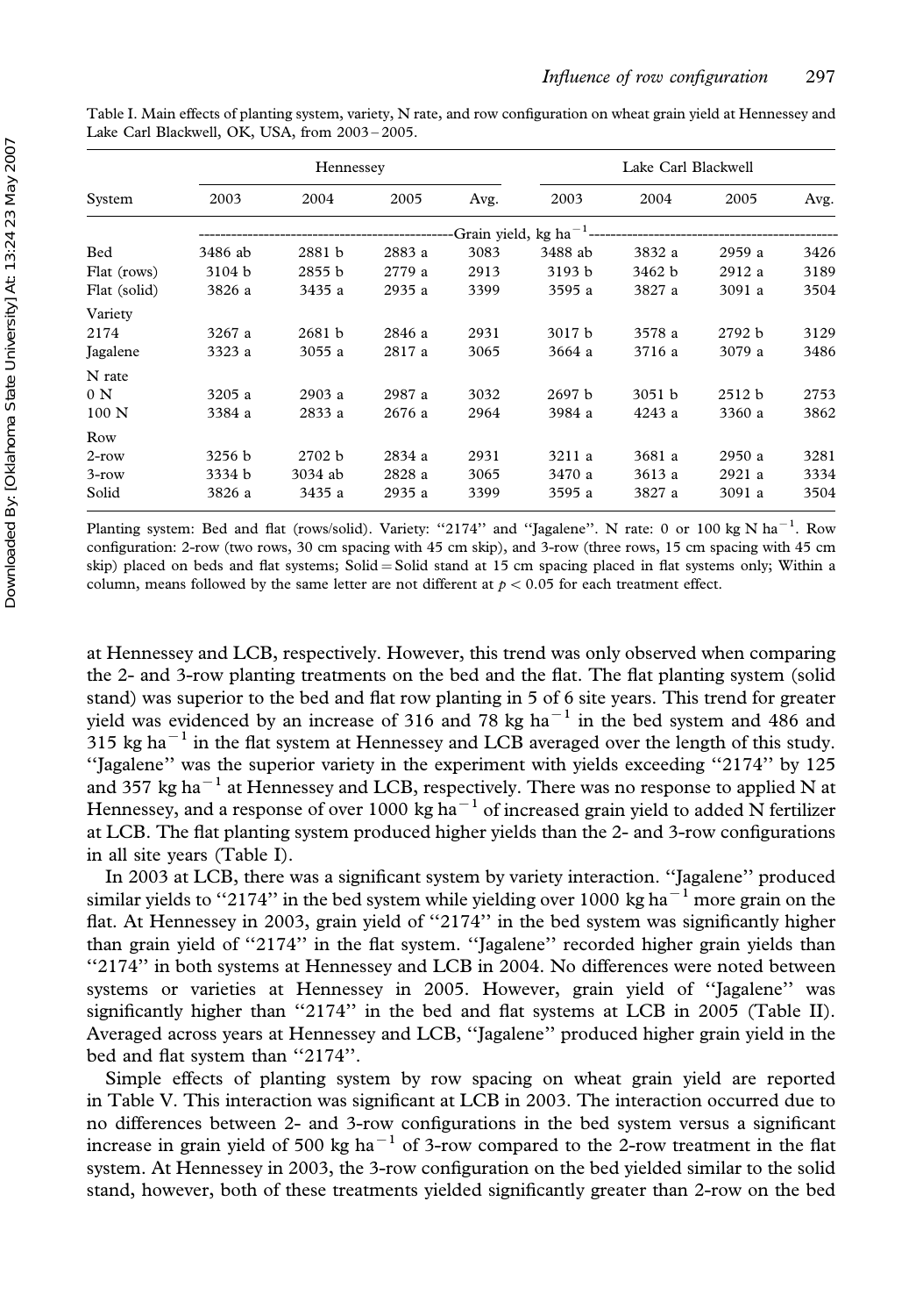Table I. Main effects of planting system, variety, N rate, and row configuration on wheat grain yield at Hennessey and Lake Carl Blackwell, OK, USA, from 2003 – 2005.

| System | Hennessey | | | | Lake Carl Blackwell | | | |
|---|---|---|---|---|---|---|---|---|
| | 2003 | 2004 | 2005 | Avg. | 2003 | 2004 | 2005 | Avg. |
| | Grain yield, kg ha$^{-1}$ | | | | | | | |
| Bed | 3486 ab | 2881 b | 2883 a | 3083 | 3488 ab | 3832 a | 2959 a | 3426 |
| Flat (rows) | 3104 b | 2855 b | 2779 a | 2913 | 3193 b | 3462 b | 2912 a | 3189 |
| Flat (solid) | 3826 a | 3435 a | 2935 a | 3399 | 3595 a | 3827 a | 3091 a | 3504 |
| Variety | | | | | | | | |
| 2174 | 3267 a | 2681 b | 2846 a | 2931 | 3017 b | 3578 a | 2792 b | 3129 |
| Jagalene | 3323 a | 3055 a | 2817 a | 3065 | 3664 a | 3716 a | 3079 a | 3486 |
| N rate | | | | | | | | |
| 0 N | 3205 a | 2903 a | 2987 a | 3032 | 2697 b | 3051 b | 2512 b | 2753 |
| 100 N | 3384 a | 2833 a | 2676 a | 2964 | 3984 a | 4243 a | 3360 a | 3862 |
| Row | | | | | | | | |
| 2-row | 3256 b | 2702 b | 2834 a | 2931 | 3211 a | 3681 a | 2950 a | 3281 |
| 3-row | 3334 b | 3034 ab | 2828 a | 3065 | 3470 a | 3613 a | 2921 a | 3334 |
| Solid | 3826 a | 3435 a | 2935 a | 3399 | 3595 a | 3827 a | 3091 a | 3504 |

Planting system: Bed and flat (rows/solid). Variety: "2174" and "Jagalene". N rate: 0 or 100 kg N ha$^{-1}$. Row configuration: 2-row (two rows, 30 cm spacing with 45 cm skip), and 3-row (three rows, 15 cm spacing with 45 cm skip) placed on beds and flat systems; Solid = Solid stand at 15 cm spacing placed in flat systems only; Within a column, means followed by the same letter are not different at $p < 0.05$ for each treatment effect.

at Hennessey and LCB, respectively. However, this trend was only observed when comparing the 2- and 3-row planting treatments on the bed and the flat. The flat planting system (solid stand) was superior to the bed and flat row planting in 5 of 6 site years. This trend for greater yield was evidenced by an increase of 316 and 78 kg ha$^{-1}$ in the bed system and 486 and 315 kg ha$^{-1}$ in the flat system at Hennessey and LCB averaged over the length of this study. "Jagalene" was the superior variety in the experiment with yields exceeding "2174" by 125 and 357 kg ha$^{-1}$ at Hennessey and LCB, respectively. There was no response to applied N at Hennessey, and a response of over 1000 kg ha$^{-1}$ of increased grain yield to added N fertilizer at LCB. The flat planting system produced higher yields than the 2- and 3-row configurations in all site years (Table I).

In 2003 at LCB, there was a significant system by variety interaction. "Jagalene" produced similar yields to "2174" in the bed system while yielding over 1000 kg ha$^{-1}$ more grain on the flat. At Hennessey in 2003, grain yield of "2174" in the bed system was significantly higher than grain yield of "2174" in the flat system. "Jagalene" recorded higher grain yields than "2174" in both systems at Hennessey and LCB in 2004. No differences were noted between systems or varieties at Hennessey in 2005. However, grain yield of "Jagalene" was significantly higher than "2174" in the bed and flat systems at LCB in 2005 (Table II). Averaged across years at Hennessey and LCB, "Jagalene" produced higher grain yield in the bed and flat system than "2174".

Simple effects of planting system by row spacing on wheat grain yield are reported in Table V. This interaction was significant at LCB in 2003. The interaction occurred due to no differences between 2- and 3-row configurations in the bed system versus a significant increase in grain yield of 500 kg ha$^{-1}$ of 3-row compared to the 2-row treatment in the flat system. At Hennessey in 2003, the 3-row configuration on the bed yielded similar to the solid stand, however, both of these treatments yielded significantly greater than 2-row on the bed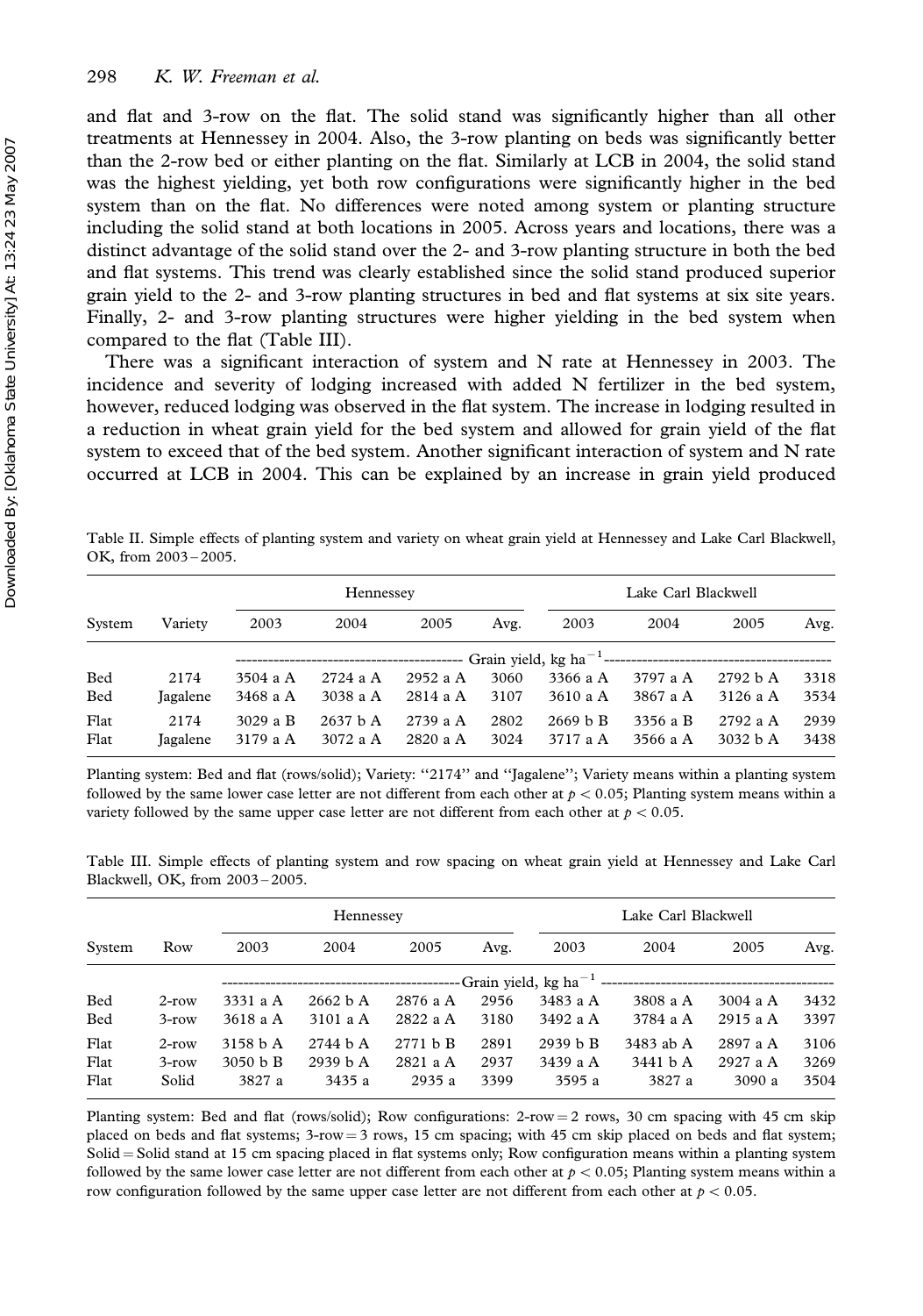and flat and 3-row on the flat. The solid stand was significantly higher than all other treatments at Hennessey in 2004. Also, the 3-row planting on beds was significantly better than the 2-row bed or either planting on the flat. Similarly at LCB in 2004, the solid stand was the highest yielding, yet both row configurations were significantly higher in the bed system than on the flat. No differences were noted among system or planting structure including the solid stand at both locations in 2005. Across years and locations, there was a distinct advantage of the solid stand over the 2- and 3-row planting structure in both the bed and flat systems. This trend was clearly established since the solid stand produced superior grain yield to the 2- and 3-row planting structures in bed and flat systems at six site years. Finally, 2- and 3-row planting structures were higher yielding in the bed system when compared to the flat (Table III).

There was a significant interaction of system and N rate at Hennessey in 2003. The incidence and severity of lodging increased with added N fertilizer in the bed system, however, reduced lodging was observed in the flat system. The increase in lodging resulted in a reduction in wheat grain yield for the bed system and allowed for grain yield of the flat system to exceed that of the bed system. Another significant interaction of system and N rate occurred at LCB in 2004. This can be explained by an increase in grain yield produced

Table II. Simple effects of planting system and variety on wheat grain yield at Hennessey and Lake Carl Blackwell, OK, from 2003 – 2005.

| | | Hennessey | | | | Lake Carl Blackwell | | | |
|---|---|---|---|---|---|---|---|---|---|
| System | Variety | 2003 | 2004 | 2005 | Avg. | 2003 | 2004 | 2005 | Avg. |
| | | Grain yield, kg ha$^{-1}$ | | | | | | | |
| Bed | 2174 | 3504 a A | 2724 a A | 2952 a A | 3060 | 3366 a A | 3797 a A | 2792 b A | 3318 |
| Bed | Jagalene | 3468 a A | 3038 a A | 2814 a A | 3107 | 3610 a A | 3867 a A | 3126 a A | 3534 |
| Flat | 2174 | 3029 a B | 2637 b A | 2739 a A | 2802 | 2669 b B | 3356 a B | 2792 a A | 2939 |
| Flat | Jagalene | 3179 a A | 3072 a A | 2820 a A | 3024 | 3717 a A | 3566 a A | 3032 b A | 3438 |

Planting system: Bed and flat (rows/solid); Variety: "2174" and "Jagalene"; Variety means within a planting system followed by the same lower case letter are not different from each other at $p < 0.05$; Planting system means within a variety followed by the same upper case letter are not different from each other at $p < 0.05$.

Table III. Simple effects of planting system and row spacing on wheat grain yield at Hennessey and Lake Carl Blackwell, OK, from 2003 – 2005.

| | | Hennessey | | | | Lake Carl Blackwell | | | |
|---|---|---|---|---|---|---|---|---|---|
| System | Row | 2003 | 2004 | 2005 | Avg. | 2003 | 2004 | 2005 | Avg. |
| | | Grain yield, kg ha$^{-1}$ | | | | | | | |
| Bed | 2-row | 3331 a A | 2662 b A | 2876 a A | 2956 | 3483 a A | 3808 a A | 3004 a A | 3432 |
| Bed | 3-row | 3618 a A | 3101 a A | 2822 a A | 3180 | 3492 a A | 3784 a A | 2915 a A | 3397 |
| Flat | 2-row | 3158 b A | 2744 b A | 2771 b B | 2891 | 2939 b B | 3483 ab A | 2897 a A | 3106 |
| Flat | 3-row | 3050 b B | 2939 b A | 2821 a A | 2937 | 3439 a A | 3441 b A | 2927 a A | 3269 |
| Flat | Solid | 3827 a | 3435 a | 2935 a | 3399 | 3595 a | 3827 a | 3090 a | 3504 |

Planting system: Bed and flat (rows/solid); Row configurations: 2-row = 2 rows, 30 cm spacing with 45 cm skip placed on beds and flat systems; 3-row = 3 rows, 15 cm spacing; with 45 cm skip placed on beds and flat system; Solid = Solid stand at 15 cm spacing placed in flat systems only; Row configuration means within a planting system followed by the same lower case letter are not different from each other at $p < 0.05$; Planting system means within a row configuration followed by the same upper case letter are not different from each other at $p < 0.05$.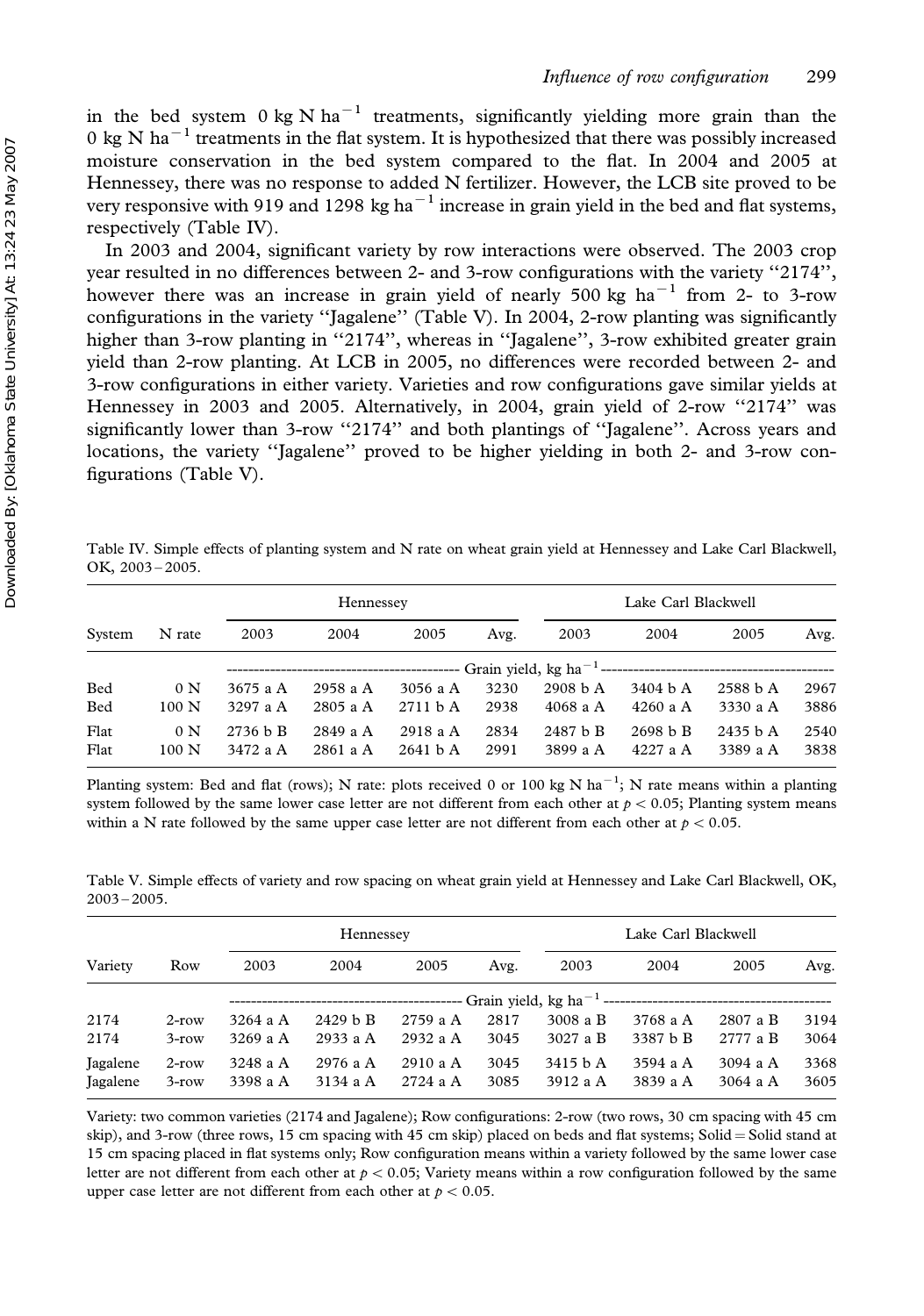in the bed system 0 kg N ha$^{-1}$ treatments, significantly yielding more grain than the 0 kg N ha$^{-1}$ treatments in the flat system. It is hypothesized that there was possibly increased moisture conservation in the bed system compared to the flat. In 2004 and 2005 at Hennessey, there was no response to added N fertilizer. However, the LCB site proved to be very responsive with 919 and 1298 kg ha$^{-1}$ increase in grain yield in the bed and flat systems, respectively (Table IV).

In 2003 and 2004, significant variety by row interactions were observed. The 2003 crop year resulted in no differences between 2- and 3-row configurations with the variety "2174", however there was an increase in grain yield of nearly 500 kg ha$^{-1}$ from 2- to 3-row configurations in the variety "Jagalene" (Table V). In 2004, 2-row planting was significantly higher than 3-row planting in "2174", whereas in "Jagalene", 3-row exhibited greater grain yield than 2-row planting. At LCB in 2005, no differences were recorded between 2- and 3-row configurations in either variety. Varieties and row configurations gave similar yields at Hennessey in 2003 and 2005. Alternatively, in 2004, grain yield of 2-row "2174" was significantly lower than 3-row "2174" and both plantings of "Jagalene". Across years and locations, the variety "Jagalene" proved to be higher yielding in both 2- and 3-row configurations (Table V).

Table IV. Simple effects of planting system and N rate on wheat grain yield at Hennessey and Lake Carl Blackwell, OK, 2003–2005.

| System | N rate | Hennessey | | | | Lake Carl Blackwell | | | |
|---|---|---|---|---|---|---|---|---|---|
| | | 2003 | 2004 | 2005 | Avg. | 2003 | 2004 | 2005 | Avg. |
| | | Grain yield, kg ha$^{-1}$ | | | | | | | |
| Bed | 0 N | 3675 a A | 2958 a A | 3056 a A | 3230 | 2908 b A | 3404 b A | 2588 b A | 2967 |
| Bed | 100 N | 3297 a A | 2805 a A | 2711 b A | 2938 | 4068 a A | 4260 a A | 3330 a A | 3886 |
| Flat | 0 N | 2736 b B | 2849 a A | 2918 a A | 2834 | 2487 b B | 2698 b B | 2435 b A | 2540 |
| Flat | 100 N | 3472 a A | 2861 a A | 2641 b A | 2991 | 3899 a A | 4227 a A | 3389 a A | 3838 |

Planting system: Bed and flat (rows); N rate: plots received 0 or 100 kg N ha$^{-1}$; N rate means within a planting system followed by the same lower case letter are not different from each other at $p < 0.05$; Planting system means within a N rate followed by the same upper case letter are not different from each other at $p < 0.05$.

Table V. Simple effects of variety and row spacing on wheat grain yield at Hennessey and Lake Carl Blackwell, OK, 2003–2005.

| Variety | Row | Hennessey | | | | Lake Carl Blackwell | | | |
|---|---|---|---|---|---|---|---|---|---|
| | | 2003 | 2004 | 2005 | Avg. | 2003 | 2004 | 2005 | Avg. |
| | | Grain yield, kg ha$^{-1}$ | | | | | | | |
| 2174 | 2-row | 3264 a A | 2429 b B | 2759 a A | 2817 | 3008 a B | 3768 a A | 2807 a B | 3194 |
| 2174 | 3-row | 3269 a A | 2933 a A | 2932 a A | 3045 | 3027 a B | 3387 b B | 2777 a B | 3064 |
| Jagalene | 2-row | 3248 a A | 2976 a A | 2910 a A | 3045 | 3415 b A | 3594 a A | 3094 a A | 3368 |
| Jagalene | 3-row | 3398 a A | 3134 a A | 2724 a A | 3085 | 3912 a A | 3839 a A | 3064 a A | 3605 |

Variety: two common varieties (2174 and Jagalene); Row configurations: 2-row (two rows, 30 cm spacing with 45 cm skip), and 3-row (three rows, 15 cm spacing with 45 cm skip) placed on beds and flat systems; Solid = Solid stand at 15 cm spacing placed in flat systems only; Row configuration means within a variety followed by the same lower case letter are not different from each other at $p < 0.05$; Variety means within a row configuration followed by the same upper case letter are not different from each other at $p < 0.05$.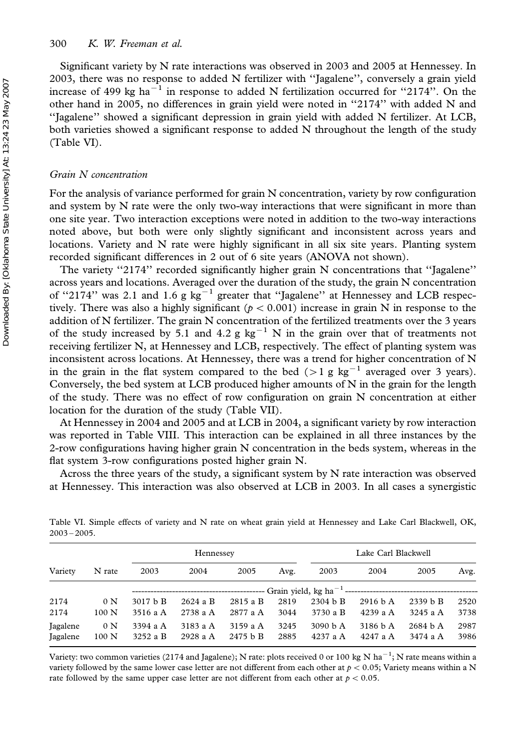Significant variety by N rate interactions was observed in 2003 and 2005 at Hennessey. In 2003, there was no response to added N fertilizer with "Jagalene", conversely a grain yield increase of 499 kg $ha^{-1}$ in response to added N fertilization occurred for "2174". On the other hand in 2005, no differences in grain yield were noted in "2174" with added N and "Jagalene" showed a significant depression in grain yield with added N fertilizer. At LCB, both varieties showed a significant response to added N throughout the length of the study (Table VI).

### *Grain N concentration*

For the analysis of variance performed for grain N concentration, variety by row configuration and system by N rate were the only two-way interactions that were significant in more than one site year. Two interaction exceptions were noted in addition to the two-way interactions noted above, but both were only slightly significant and inconsistent across years and locations. Variety and N rate were highly significant in all six site years. Planting system recorded significant differences in 2 out of 6 site years (ANOVA not shown).

The variety "2174" recorded significantly higher grain N concentrations that "Jagalene" across years and locations. Averaged over the duration of the study, the grain N concentration of "2174" was 2.1 and 1.6 g $kg^{-1}$ greater that "Jagalene" at Hennessey and LCB respectively. There was also a highly significant ($p < 0.001$) increase in grain N in response to the addition of N fertilizer. The grain N concentration of the fertilized treatments over the 3 years of the study increased by 5.1 and 4.2 g $kg^{-1}$ N in the grain over that of treatments not receiving fertilizer N, at Hennessey and LCB, respectively. The effect of planting system was inconsistent across locations. At Hennessey, there was a trend for higher concentration of N in the grain in the flat system compared to the bed (>1 g $kg^{-1}$ averaged over 3 years). Conversely, the bed system at LCB produced higher amounts of N in the grain for the length of the study. There was no effect of row configuration on grain N concentration at either location for the duration of the study (Table VII).

At Hennessey in 2004 and 2005 and at LCB in 2004, a significant variety by row interaction was reported in Table VIII. This interaction can be explained in all three instances by the 2-row configurations having higher grain N concentration in the beds system, whereas in the flat system 3-row configurations posted higher grain N.

Across the three years of the study, a significant system by N rate interaction was observed at Hennessey. This interaction was also observed at LCB in 2003. In all cases a synergistic

Table VI. Simple effects of variety and N rate on wheat grain yield at Hennessey and Lake Carl Blackwell, OK, 2003–2005.

| | | Hennessey | | | | Lake Carl Blackwell | | | |
|---|---|---|---|---|---|---|---|---|---|
| Variety | N rate | 2003 | 2004 | 2005 | Avg. | 2003 | 2004 | 2005 | Avg. |
| | | Grain yield, kg $ha^{-1}$ | | | | | | | |
| 2174 | 0 N | 3017 b B | 2624 a B | 2815 a B | 2819 | 2304 b B | 2916 b A | 2339 b B | 2520 |
| 2174 | 100 N | 3516 a A | 2738 a A | 2877 a A | 3044 | 3730 a B | 4239 a A | 3245 a A | 3738 |
| Jagalene | 0 N | 3394 a A | 3183 a A | 3159 a A | 3245 | 3090 b A | 3186 b A | 2684 b A | 2987 |
| Jagalene | 100 N | 3252 a B | 2928 a A | 2475 b B | 2885 | 4237 a A | 4247 a A | 3474 a A | 3986 |

Variety: two common varieties (2174 and Jagalene); N rate: plots received 0 or 100 kg N $ha^{-1}$; N rate means within a variety followed by the same lower case letter are not different from each other at $p < 0.05$; Variety means within a N rate followed by the same upper case letter are not different from each other at $p < 0.05$.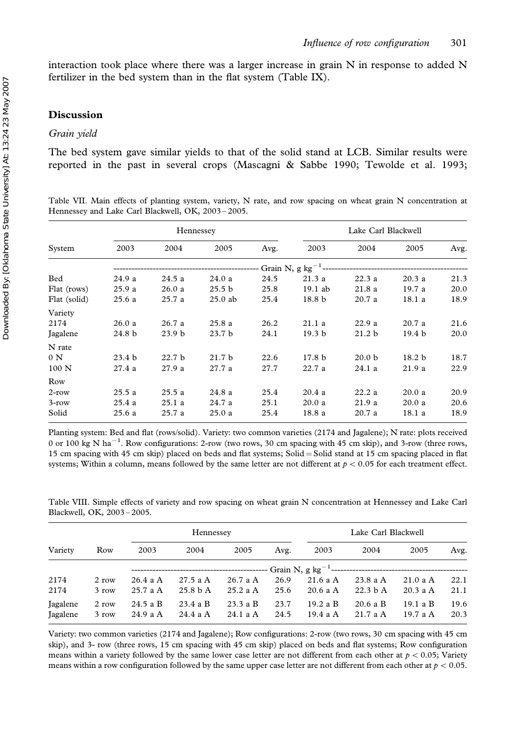interaction took place where there was a larger increase in grain N in response to added N fertilizer in the bed system than in the flat system (Table IX).

## Discussion

### *Grain yield*

The bed system gave similar yields to that of the solid stand at LCB. Similar results were reported in the past in several crops (Mascagni & Sabbe 1990; Tewolde et al. 1993;

Table VII. Main effects of planting system, variety, N rate, and row spacing on wheat grain N concentration at Hennessey and Lake Carl Blackwell, OK, 2003 – 2005.

| | Hennessey | | | | Lake Carl Blackwell | | | |
|---|---|---|---|---|---|---|---|---|
| System | 2003 | 2004 | 2005 | Avg. | 2003 | 2004 | 2005 | Avg. |
| | Grain N, g $kg^{-1}$ | | | | | | | |
| Bed | 24.9 a | 24.5 a | 24.0 a | 24.5 | 21.3 a | 22.3 a | 20.3 a | 21.3 |
| Flat (rows) | 25.9 a | 26.0 a | 25.5 b | 25.8 | 19.1 ab | 21.8 a | 19.7 a | 20.0 |
| Flat (solid) | 25.6 a | 25.7 a | 25.0 ab | 25.4 | 18.8 b | 20.7 a | 18.1 a | 18.9 |
| Variety | | | | | | | | |
| 2174 | 26.0 a | 26.7 a | 25.8 a | 26.2 | 21.1 a | 22.9 a | 20.7 a | 21.6 |
| Jagalene | 24.8 b | 23.9 b | 23.7 b | 24.1 | 19.3 b | 21.2 b | 19.4 b | 20.0 |
| N rate | | | | | | | | |
| 0 N | 23.4 b | 22.7 b | 21.7 b | 22.6 | 17.8 b | 20.0 b | 18.2 b | 18.7 |
| 100 N | 27.4 a | 27.9 a | 27.7 a | 27.7 | 22.7 a | 24.1 a | 21.9 a | 22.9 |
| Row | | | | | | | | |
| 2-row | 25.5 a | 25.5 a | 24.8 a | 25.4 | 20.4 a | 22.2 a | 20.0 a | 20.9 |
| 3-row | 25.4 a | 25.1 a | 24.7 a | 25.1 | 20.0 a | 21.9 a | 20.0 a | 20.6 |
| Solid | 25.6 a | 25.7 a | 25.0 a | 25.4 | 18.8 a | 20.7 a | 18.1 a | 18.9 |

Planting system: Bed and flat (rows/solid). Variety: two common varieties (2174 and Jagalene); N rate: plots received 0 or 100 kg N $ha^{-1}$. Row configurations: 2-row (two rows, 30 cm spacing with 45 cm skip), and 3-row (three rows, 15 cm spacing with 45 cm skip) placed on beds and flat systems; Solid = Solid stand at 15 cm spacing placed in flat systems; Within a column, means followed by the same letter are not different at $p < 0.05$ for each treatment effect.

Table VIII. Simple effects of variety and row spacing on wheat grain N concentration at Hennessey and Lake Carl Blackwell, OK, 2003 – 2005.

| | | Hennessey | | | | Lake Carl Blackwell | | | |
|---|---|---|---|---|---|---|---|---|---|
| Variety | Row | 2003 | 2004 | 2005 | Avg. | 2003 | 2004 | 2005 | Avg. |
| | | Grain N, g $kg^{-1}$ | | | | | | | |
| 2174 | 2 row | 26.4 a A | 27.5 a A | 26.7 a A | 26.9 | 21.6 a A | 23.8 a A | 21.0 a A | 22.1 |
| 2174 | 3 row | 25.7 a A | 25.8 b A | 25.2 a A | 25.6 | 20.6 a A | 22.3 b A | 20.3 a A | 21.1 |
| Jagalene | 2 row | 24.5 a B | 23.4 a B | 23.3 a B | 23.7 | 19.2 a B | 20.6 a B | 19.1 a B | 19.6 |
| Jagalene | 3 row | 24.9 a A | 24.4 a A | 24.1 a A | 24.5 | 19.4 a A | 21.7 a A | 19.7 a A | 20.3 |

Variety: two common varieties (2174 and Jagalene); Row configurations: 2-row (two rows, 30 cm spacing with 45 cm skip), and 3- row (three rows, 15 cm spacing with 45 cm skip) placed on beds and flat systems; Row configuration means within a variety followed by the same lower case letter are not different from each other at $p < 0.05$; Variety means within a row configuration followed by the same upper case letter are not different from each other at $p < 0.05$.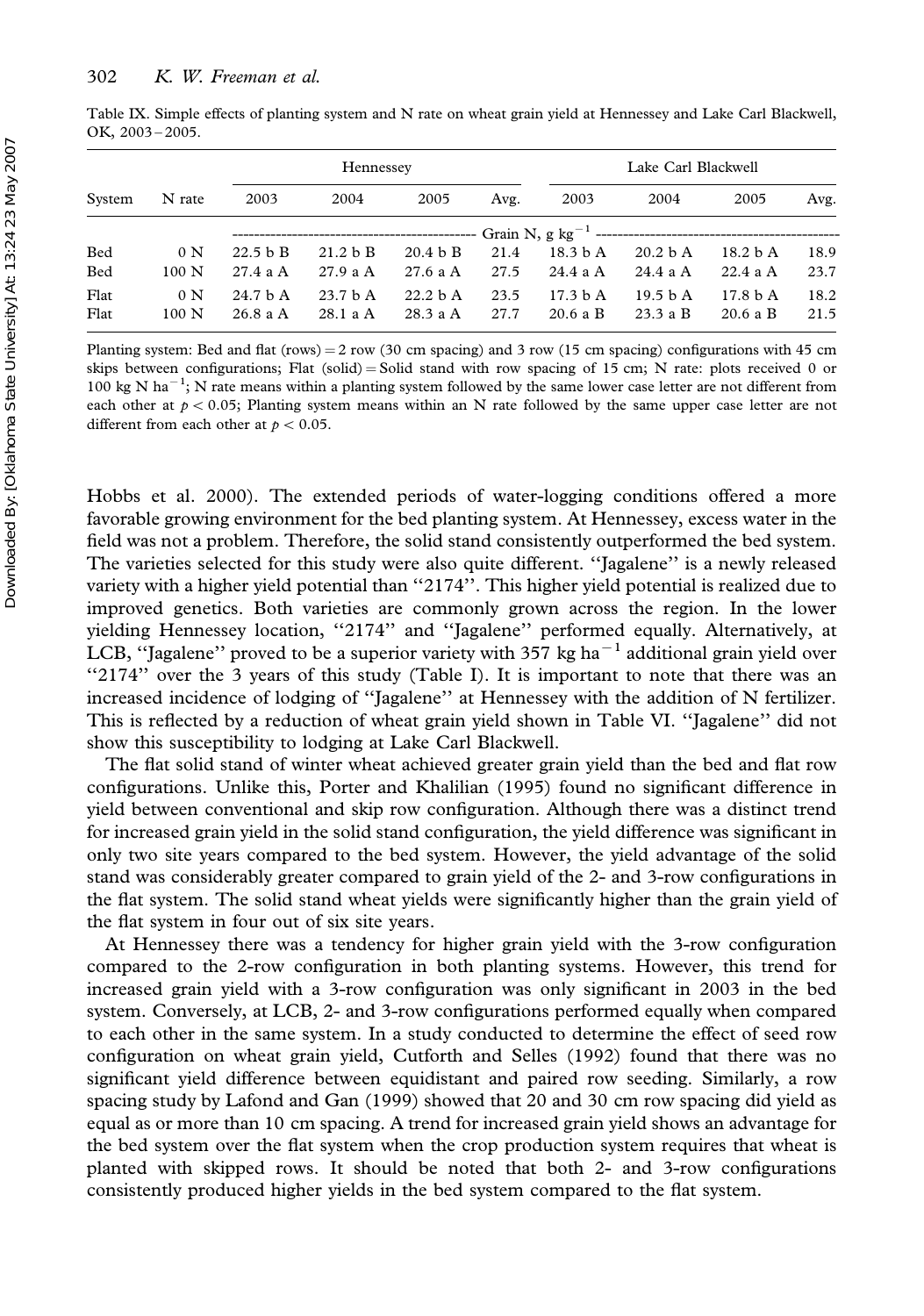Table IX. Simple effects of planting system and N rate on wheat grain yield at Hennessey and Lake Carl Blackwell, OK, 2003–2005.

| System | N rate | Hennessey | | | | Lake Carl Blackwell | | | |
|---|---|---|---|---|---|---|---|---|---|
| | | 2003 | 2004 | 2005 | Avg. | 2003 | 2004 | 2005 | Avg. |
| | | Grain N, g kg$^{-1}$ | | | | | | | |
| Bed | 0 N | 22.5 b B | 21.2 b B | 20.4 b B | 21.4 | 18.3 b A | 20.2 b A | 18.2 b A | 18.9 |
| Bed | 100 N | 27.4 a A | 27.9 a A | 27.6 a A | 27.5 | 24.4 a A | 24.4 a A | 22.4 a A | 23.7 |
| Flat | 0 N | 24.7 b A | 23.7 b A | 22.2 b A | 23.5 | 17.3 b A | 19.5 b A | 17.8 b A | 18.2 |
| Flat | 100 N | 26.8 a A | 28.1 a A | 28.3 a A | 27.7 | 20.6 a B | 23.3 a B | 20.6 a B | 21.5 |

Planting system: Bed and flat (rows) = 2 row (30 cm spacing) and 3 row (15 cm spacing) configurations with 45 cm skips between configurations; Flat (solid) = Solid stand with row spacing of 15 cm; N rate: plots received 0 or 100 kg N ha$^{-1}$; N rate means within a planting system followed by the same lower case letter are not different from each other at $p < 0.05$; Planting system means within an N rate followed by the same upper case letter are not different from each other at $p < 0.05$.

Hobbs et al. 2000). The extended periods of water-logging conditions offered a more favorable growing environment for the bed planting system. At Hennessey, excess water in the field was not a problem. Therefore, the solid stand consistently outperformed the bed system. The varieties selected for this study were also quite different. ''Jagalene'' is a newly released variety with a higher yield potential than ''2174''. This higher yield potential is realized due to improved genetics. Both varieties are commonly grown across the region. In the lower yielding Hennessey location, ''2174'' and ''Jagalene'' performed equally. Alternatively, at LCB, ''Jagalene'' proved to be a superior variety with 357 kg ha$^{-1}$ additional grain yield over ''2174'' over the 3 years of this study (Table I). It is important to note that there was an increased incidence of lodging of ''Jagalene'' at Hennessey with the addition of N fertilizer. This is reflected by a reduction of wheat grain yield shown in Table VI. ''Jagalene'' did not show this susceptibility to lodging at Lake Carl Blackwell.

The flat solid stand of winter wheat achieved greater grain yield than the bed and flat row configurations. Unlike this, Porter and Khalilian (1995) found no significant difference in yield between conventional and skip row configuration. Although there was a distinct trend for increased grain yield in the solid stand configuration, the yield difference was significant in only two site years compared to the bed system. However, the yield advantage of the solid stand was considerably greater compared to grain yield of the 2- and 3-row configurations in the flat system. The solid stand wheat yields were significantly higher than the grain yield of the flat system in four out of six site years.

At Hennessey there was a tendency for higher grain yield with the 3-row configuration compared to the 2-row configuration in both planting systems. However, this trend for increased grain yield with a 3-row configuration was only significant in 2003 in the bed system. Conversely, at LCB, 2- and 3-row configurations performed equally when compared to each other in the same system. In a study conducted to determine the effect of seed row configuration on wheat grain yield, Cutforth and Selles (1992) found that there was no significant yield difference between equidistant and paired row seeding. Similarly, a row spacing study by Lafond and Gan (1999) showed that 20 and 30 cm row spacing did yield as equal as or more than 10 cm spacing. A trend for increased grain yield shows an advantage for the bed system over the flat system when the crop production system requires that wheat is planted with skipped rows. It should be noted that both 2- and 3-row configurations consistently produced higher yields in the bed system compared to the flat system.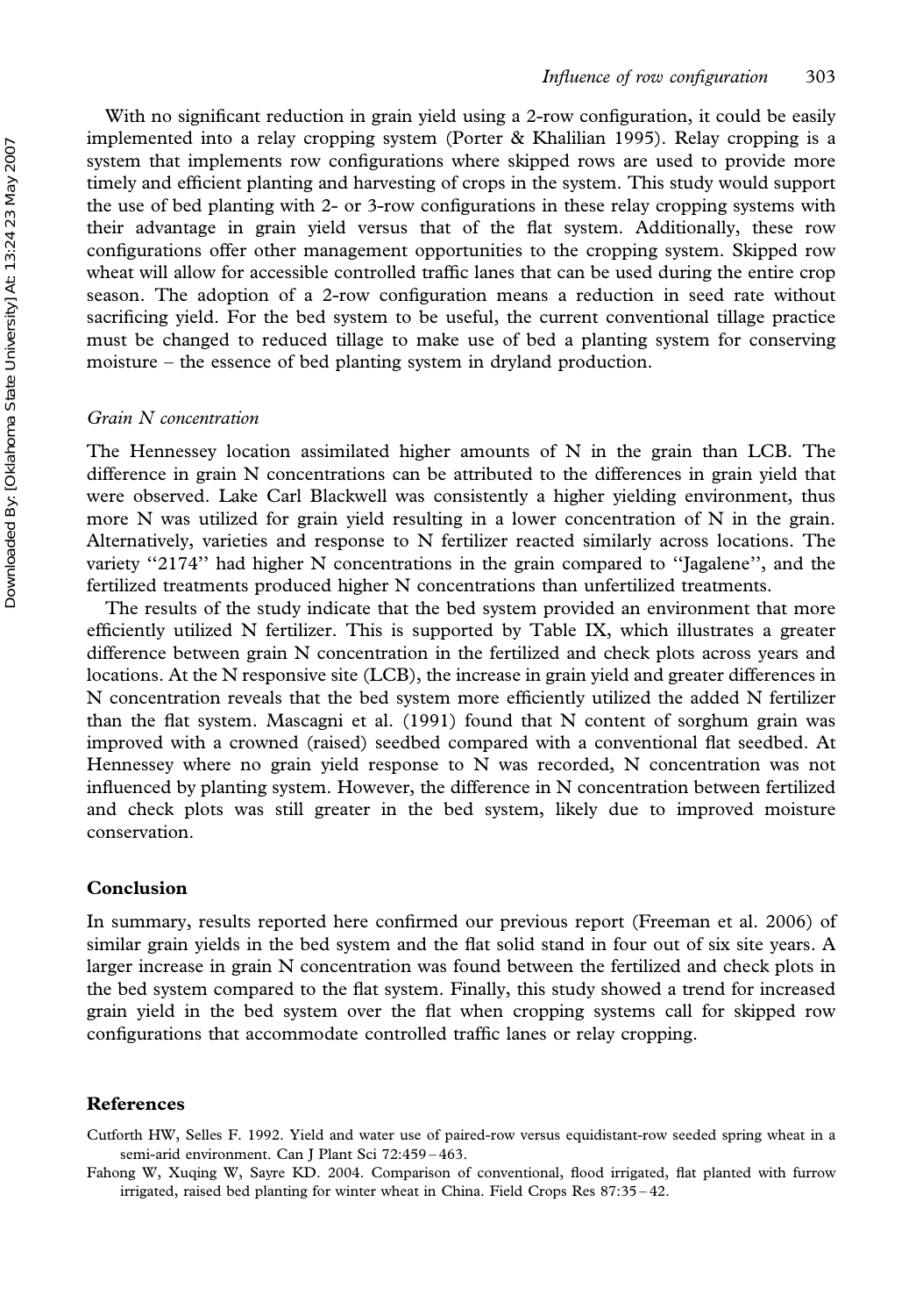With no significant reduction in grain yield using a 2-row configuration, it could be easily implemented into a relay cropping system (Porter & Khalilian 1995). Relay cropping is a system that implements row configurations where skipped rows are used to provide more timely and efficient planting and harvesting of crops in the system. This study would support the use of bed planting with 2- or 3-row configurations in these relay cropping systems with their advantage in grain yield versus that of the flat system. Additionally, these row configurations offer other management opportunities to the cropping system. Skipped row wheat will allow for accessible controlled traffic lanes that can be used during the entire crop season. The adoption of a 2-row configuration means a reduction in seed rate without sacrificing yield. For the bed system to be useful, the current conventional tillage practice must be changed to reduced tillage to make use of bed a planting system for conserving moisture – the essence of bed planting system in dryland production.

### *Grain N concentration*

The Hennessey location assimilated higher amounts of N in the grain than LCB. The difference in grain N concentrations can be attributed to the differences in grain yield that were observed. Lake Carl Blackwell was consistently a higher yielding environment, thus more N was utilized for grain yield resulting in a lower concentration of N in the grain. Alternatively, varieties and response to N fertilizer reacted similarly across locations. The variety "2174" had higher N concentrations in the grain compared to "Jagalene", and the fertilized treatments produced higher N concentrations than unfertilized treatments.

The results of the study indicate that the bed system provided an environment that more efficiently utilized N fertilizer. This is supported by Table IX, which illustrates a greater difference between grain N concentration in the fertilized and check plots across years and locations. At the N responsive site (LCB), the increase in grain yield and greater differences in N concentration reveals that the bed system more efficiently utilized the added N fertilizer than the flat system. Mascagni et al. (1991) found that N content of sorghum grain was improved with a crowned (raised) seedbed compared with a conventional flat seedbed. At Hennessey where no grain yield response to N was recorded, N concentration was not influenced by planting system. However, the difference in N concentration between fertilized and check plots was still greater in the bed system, likely due to improved moisture conservation.

## Conclusion

In summary, results reported here confirmed our previous report (Freeman et al. 2006) of similar grain yields in the bed system and the flat solid stand in four out of six site years. A larger increase in grain N concentration was found between the fertilized and check plots in the bed system compared to the flat system. Finally, this study showed a trend for increased grain yield in the bed system over the flat when cropping systems call for skipped row configurations that accommodate controlled traffic lanes or relay cropping.

## References

Cutforth HW, Selles F. 1992. Yield and water use of paired-row versus equidistant-row seeded spring wheat in a semi-arid environment. Can J Plant Sci 72:459 – 463.

Fahong W, Xuqing W, Sayre KD. 2004. Comparison of conventional, flood irrigated, flat planted with furrow irrigated, raised bed planting for winter wheat in China. Field Crops Res 87:35 – 42.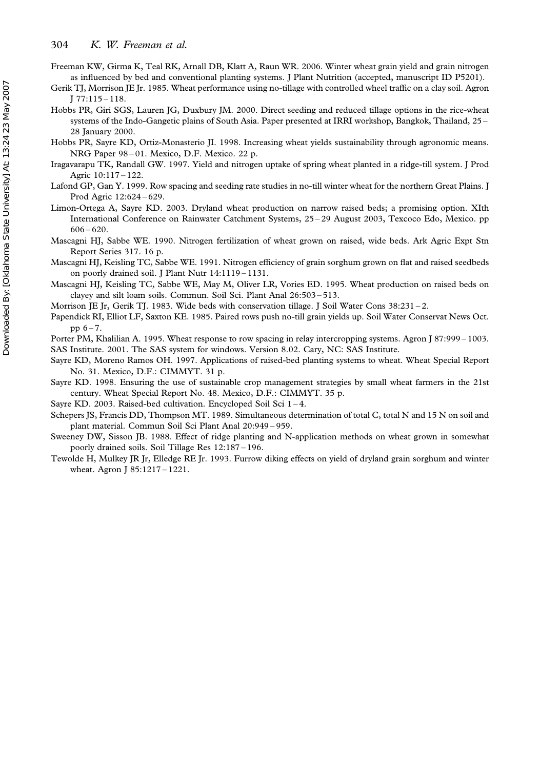Freeman KW, Girma K, Teal RK, Arnall DB, Klatt A, Raun WR. 2006. Winter wheat grain yield and grain nitrogen as influenced by bed and conventional planting systems. J Plant Nutrition (accepted, manuscript ID P5201).

Gerik TJ, Morrison JE Jr. 1985. Wheat performance using no-tillage with controlled wheel traffic on a clay soil. Agron J 77:115 – 118.

Hobbs PR, Giri SGS, Lauren JG, Duxbury JM. 2000. Direct seeding and reduced tillage options in the rice-wheat systems of the Indo-Gangetic plains of South Asia. Paper presented at IRRI workshop, Bangkok, Thailand, 25 – 28 January 2000.

Hobbs PR, Sayre KD, Ortiz-Monasterio JI. 1998. Increasing wheat yields sustainability through agronomic means. NRG Paper 98 – 01. Mexico, D.F. Mexico. 22 p.

Iragavarapu TK, Randall GW. 1997. Yield and nitrogen uptake of spring wheat planted in a ridge-till system. J Prod Agric 10:117 – 122.

Lafond GP, Gan Y. 1999. Row spacing and seeding rate studies in no-till winter wheat for the northern Great Plains. J Prod Agric 12:624 – 629.

Limon-Ortega A, Sayre KD. 2003. Dryland wheat production on narrow raised beds; a promising option. XIth International Conference on Rainwater Catchment Systems, 25 – 29 August 2003, Texcoco Edo, Mexico. pp 606 – 620.

Mascagni HJ, Sabbe WE. 1990. Nitrogen fertilization of wheat grown on raised, wide beds. Ark Agric Expt Stn Report Series 317. 16 p.

Mascagni HJ, Keisling TC, Sabbe WE. 1991. Nitrogen efficiency of grain sorghum grown on flat and raised seedbeds on poorly drained soil. J Plant Nutr 14:1119 – 1131.

Mascagni HJ, Keisling TC, Sabbe WE, May M, Oliver LR, Vories ED. 1995. Wheat production on raised beds on clayey and silt loam soils. Commun. Soil Sci. Plant Anal 26:503 – 513.

Morrison JE Jr, Gerik TJ. 1983. Wide beds with conservation tillage. J Soil Water Cons 38:231 – 2.

Papendick RI, Elliot LF, Saxton KE. 1985. Paired rows push no-till grain yields up. Soil Water Conservat News Oct. pp 6 – 7.

Porter PM, Khalilian A. 1995. Wheat response to row spacing in relay intercropping systems. Agron J 87:999 – 1003.

SAS Institute. 2001. The SAS system for windows. Version 8.02. Cary, NC: SAS Institute.

Sayre KD, Moreno Ramos OH. 1997. Applications of raised-bed planting systems to wheat. Wheat Special Report No. 31. Mexico, D.F.: CIMMYT. 31 p.

Sayre KD. 1998. Ensuring the use of sustainable crop management strategies by small wheat farmers in the 21st century. Wheat Special Report No. 48. Mexico, D.F.: CIMMYT. 35 p.

Sayre KD. 2003. Raised-bed cultivation. Encycloped Soil Sci 1 – 4.

Schepers JS, Francis DD, Thompson MT. 1989. Simultaneous determination of total C, total N and 15 N on soil and plant material. Commun Soil Sci Plant Anal 20:949 – 959.

Sweeney DW, Sisson JB. 1988. Effect of ridge planting and N-application methods on wheat grown in somewhat poorly drained soils. Soil Tillage Res 12:187 – 196.

Tewolde H, Mulkey JR Jr, Elledge RE Jr. 1993. Furrow diking effects on yield of dryland grain sorghum and winter wheat. Agron J 85:1217 – 1221.